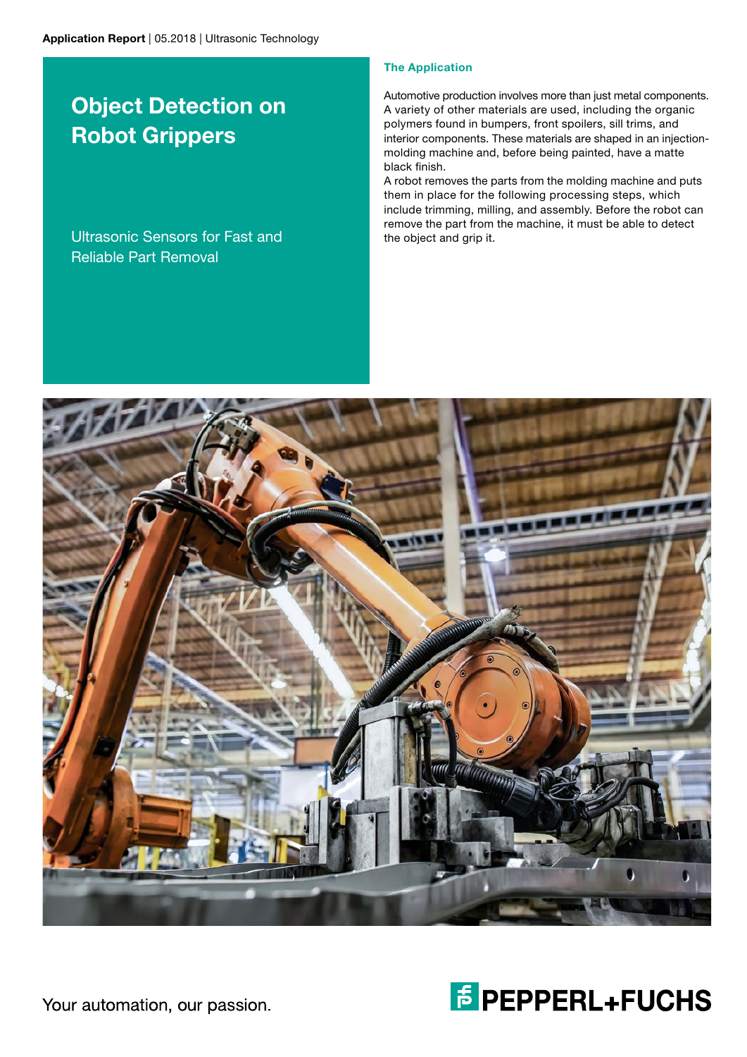Application Report | 05.2018 | Ultrasonic Technology

# Object Detection on Robot Grippers

Ultrasonic Sensors for Fast and Reliable Part Removal

## The Application

Automotive production involves more than just metal components. A variety of other materials are used, including the organic polymers found in bumpers, front spoilers, sill trims, and interior components. These materials are shaped in an injection-molding machine and, before being painted, have a matte black finish.

A robot removes the parts from the molding machine and puts them in place for the following processing steps, which include trimming, milling, and assembly. Before the robot can remove the part from the machine, it must be able to detect the object and grip it.

Your automation, our passion.

PEPPERL+FUCHS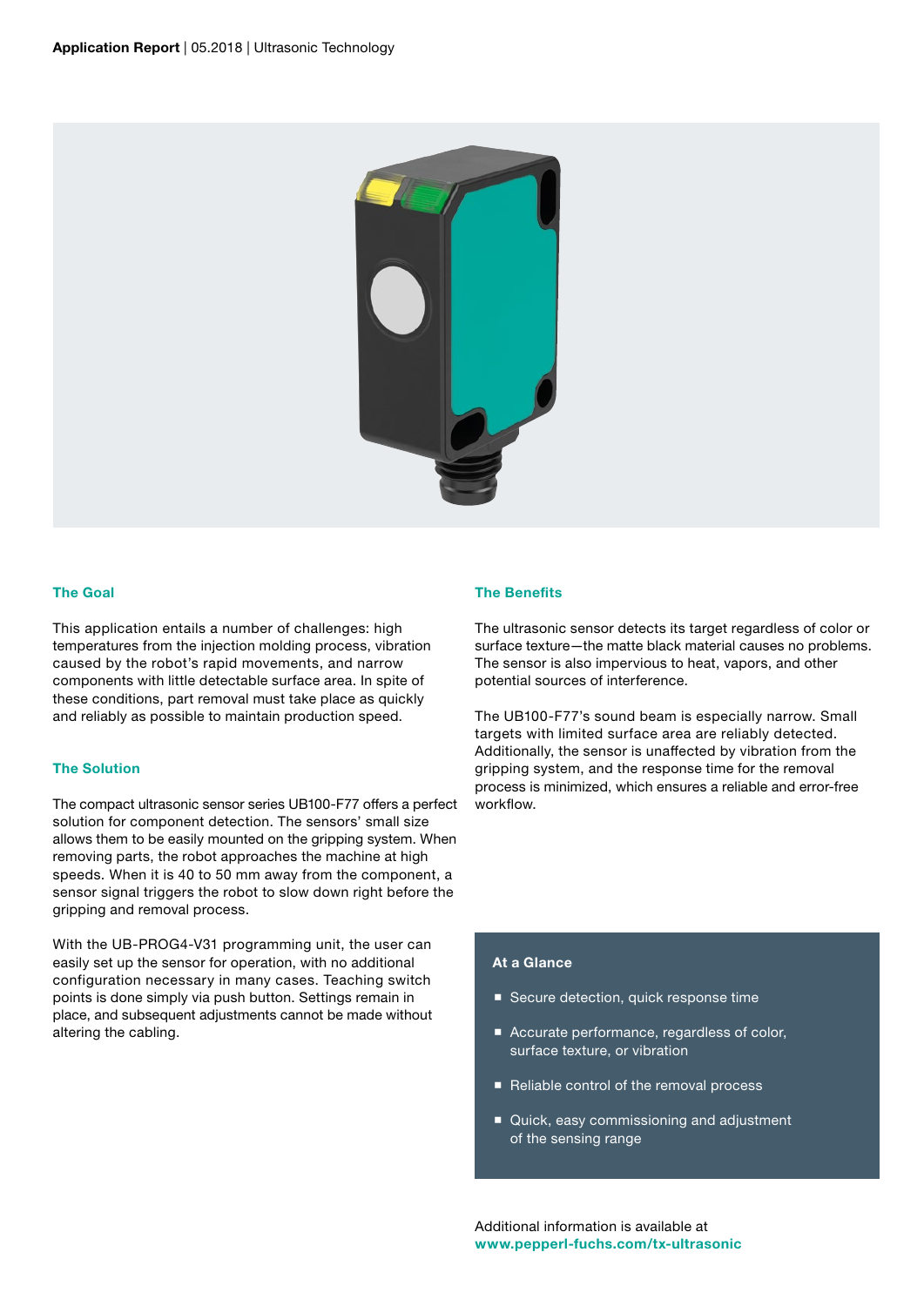## The Goal

This application entails a number of challenges: high temperatures from the injection molding process, vibration caused by the robot's rapid movements, and narrow components with little detectable surface area. In spite of these conditions, part removal must take place as quickly and reliably as possible to maintain production speed.

## The Solution

The compact ultrasonic sensor series UB100-F77 offers a perfect solution for component detection. The sensors' small size allows them to be easily mounted on the gripping system. When removing parts, the robot approaches the machine at high speeds. When it is 40 to 50 mm away from the component, a sensor signal triggers the robot to slow down right before the gripping and removal process.

With the UB-PROG4-V31 programming unit, the user can easily set up the sensor for operation, with no additional configuration necessary in many cases. Teaching switch points is done simply via push button. Settings remain in place, and subsequent adjustments cannot be made without altering the cabling.

## The Benefits

The ultrasonic sensor detects its target regardless of color or surface texture—the matte black material causes no problems. The sensor is also impervious to heat, vapors, and other potential sources of interference.

The UB100-F77's sound beam is especially narrow. Small targets with limited surface area are reliably detected. Additionally, the sensor is unaffected by vibration from the gripping system, and the response time for the removal process is minimized, which ensures a reliable and error-free workflow.

### At a Glance

- Secure detection, quick response time
- Accurate performance, regardless of color, surface texture, or vibration
- Reliable control of the removal process
- Quick, easy commissioning and adjustment of the sensing range

Additional information is available at
**www.pepperl-fuchs.com/tx-ultrasonic**